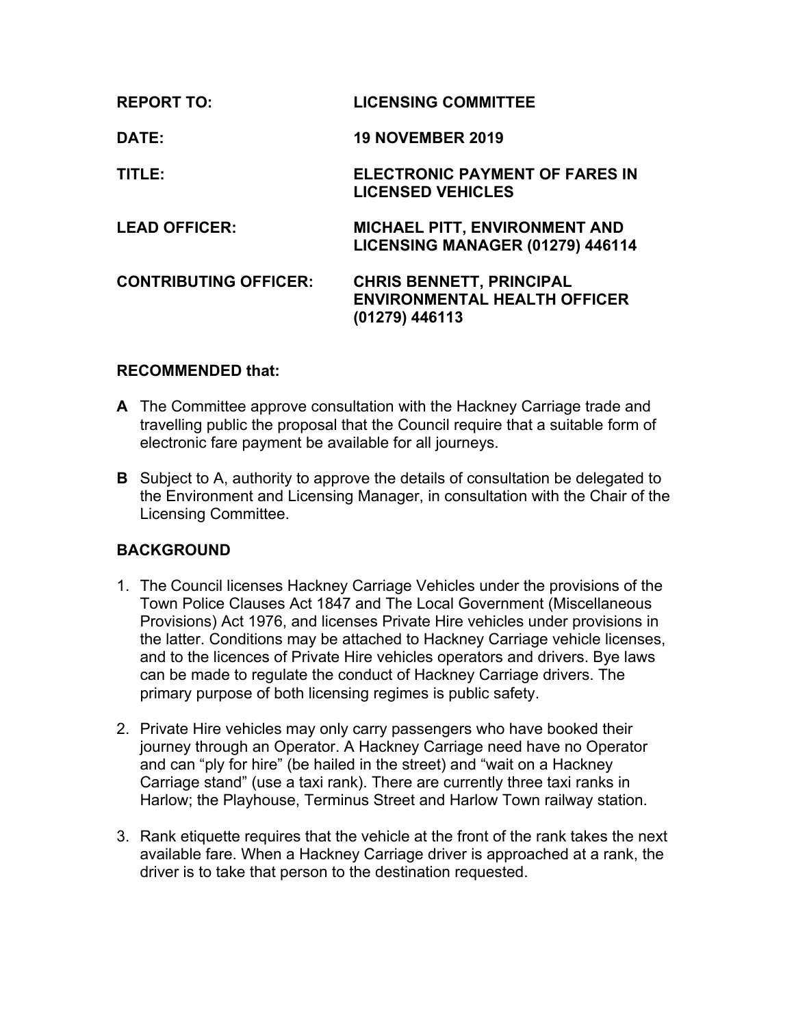**REPORT TO:** LICENSING COMMITTEE

**DATE:** 19 NOVEMBER 2019

**TITLE:** ELECTRONIC PAYMENT OF FARES IN LICENSED VEHICLES

**LEAD OFFICER:** MICHAEL PITT, ENVIRONMENT AND LICENSING MANAGER (01279) 446114

**CONTRIBUTING OFFICER:** CHRIS BENNETT, PRINCIPAL ENVIRONMENTAL HEALTH OFFICER (01279) 446113

## RECOMMENDED that:

**A** The Committee approve consultation with the Hackney Carriage trade and travelling public the proposal that the Council require that a suitable form of electronic fare payment be available for all journeys.

**B** Subject to A, authority to approve the details of consultation be delegated to the Environment and Licensing Manager, in consultation with the Chair of the Licensing Committee.

## BACKGROUND

1. The Council licenses Hackney Carriage Vehicles under the provisions of the Town Police Clauses Act 1847 and The Local Government (Miscellaneous Provisions) Act 1976, and licenses Private Hire vehicles under provisions in the latter. Conditions may be attached to Hackney Carriage vehicle licenses, and to the licences of Private Hire vehicles operators and drivers. Bye laws can be made to regulate the conduct of Hackney Carriage drivers. The primary purpose of both licensing regimes is public safety.

2. Private Hire vehicles may only carry passengers who have booked their journey through an Operator. A Hackney Carriage need have no Operator and can "ply for hire" (be hailed in the street) and "wait on a Hackney Carriage stand" (use a taxi rank). There are currently three taxi ranks in Harlow; the Playhouse, Terminus Street and Harlow Town railway station.

3. Rank etiquette requires that the vehicle at the front of the rank takes the next available fare. When a Hackney Carriage driver is approached at a rank, the driver is to take that person to the destination requested.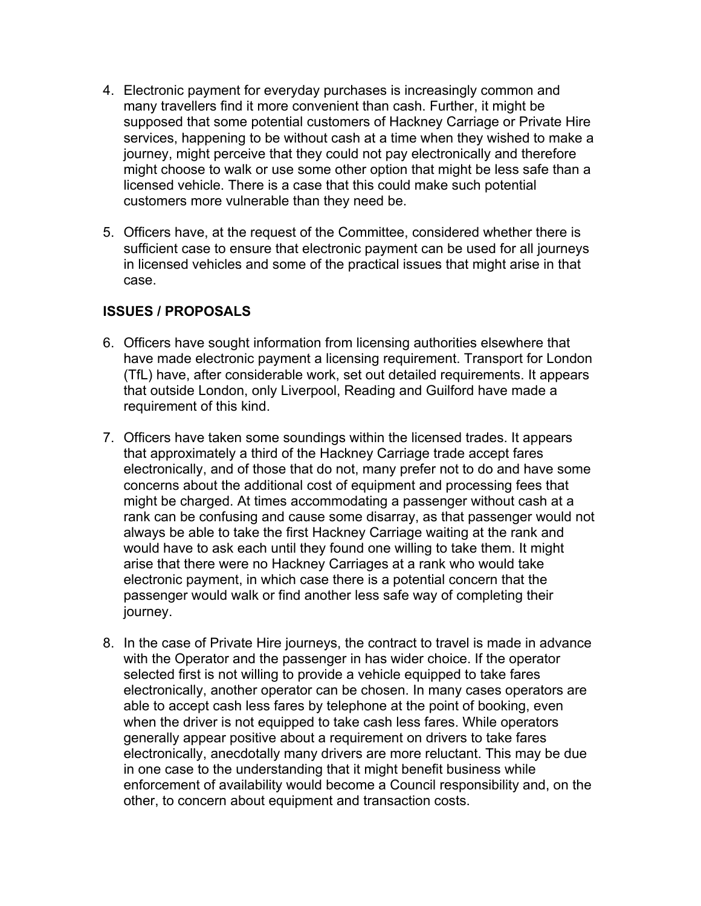4. Electronic payment for everyday purchases is increasingly common and many travellers find it more convenient than cash. Further, it might be supposed that some potential customers of Hackney Carriage or Private Hire services, happening to be without cash at a time when they wished to make a journey, might perceive that they could not pay electronically and therefore might choose to walk or use some other option that might be less safe than a licensed vehicle. There is a case that this could make such potential customers more vulnerable than they need be.

5. Officers have, at the request of the Committee, considered whether there is sufficient case to ensure that electronic payment can be used for all journeys in licensed vehicles and some of the practical issues that might arise in that case.

**ISSUES / PROPOSALS**

6. Officers have sought information from licensing authorities elsewhere that have made electronic payment a licensing requirement. Transport for London (TfL) have, after considerable work, set out detailed requirements. It appears that outside London, only Liverpool, Reading and Guilford have made a requirement of this kind.

7. Officers have taken some soundings within the licensed trades. It appears that approximately a third of the Hackney Carriage trade accept fares electronically, and of those that do not, many prefer not to do and have some concerns about the additional cost of equipment and processing fees that might be charged. At times accommodating a passenger without cash at a rank can be confusing and cause some disarray, as that passenger would not always be able to take the first Hackney Carriage waiting at the rank and would have to ask each until they found one willing to take them. It might arise that there were no Hackney Carriages at a rank who would take electronic payment, in which case there is a potential concern that the passenger would walk or find another less safe way of completing their journey.

8. In the case of Private Hire journeys, the contract to travel is made in advance with the Operator and the passenger in has wider choice. If the operator selected first is not willing to provide a vehicle equipped to take fares electronically, another operator can be chosen. In many cases operators are able to accept cash less fares by telephone at the point of booking, even when the driver is not equipped to take cash less fares. While operators generally appear positive about a requirement on drivers to take fares electronically, anecdotally many drivers are more reluctant. This may be due in one case to the understanding that it might benefit business while enforcement of availability would become a Council responsibility and, on the other, to concern about equipment and transaction costs.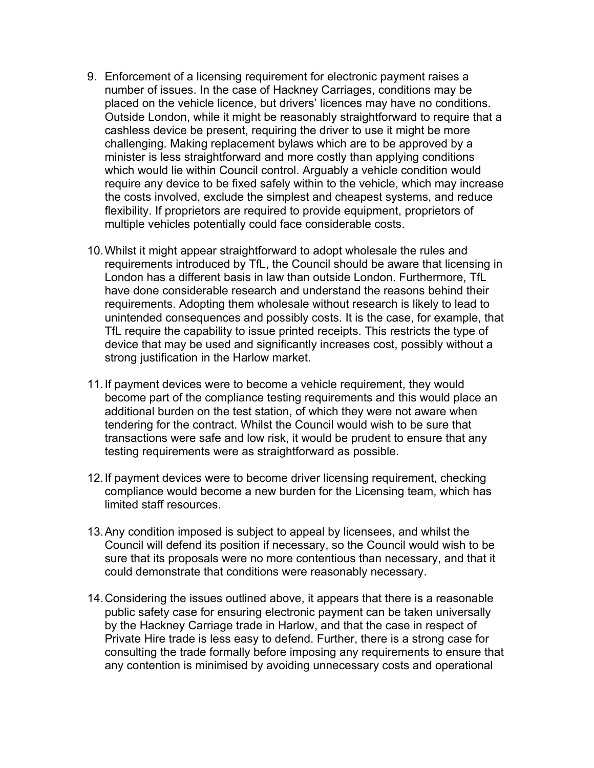9. Enforcement of a licensing requirement for electronic payment raises a number of issues. In the case of Hackney Carriages, conditions may be placed on the vehicle licence, but drivers' licences may have no conditions. Outside London, while it might be reasonably straightforward to require that a cashless device be present, requiring the driver to use it might be more challenging. Making replacement bylaws which are to be approved by a minister is less straightforward and more costly than applying conditions which would lie within Council control. Arguably a vehicle condition would require any device to be fixed safely within to the vehicle, which may increase the costs involved, exclude the simplest and cheapest systems, and reduce flexibility. If proprietors are required to provide equipment, proprietors of multiple vehicles potentially could face considerable costs.

10. Whilst it might appear straightforward to adopt wholesale the rules and requirements introduced by TfL, the Council should be aware that licensing in London has a different basis in law than outside London. Furthermore, TfL have done considerable research and understand the reasons behind their requirements. Adopting them wholesale without research is likely to lead to unintended consequences and possibly costs. It is the case, for example, that TfL require the capability to issue printed receipts. This restricts the type of device that may be used and significantly increases cost, possibly without a strong justification in the Harlow market.

11. If payment devices were to become a vehicle requirement, they would become part of the compliance testing requirements and this would place an additional burden on the test station, of which they were not aware when tendering for the contract. Whilst the Council would wish to be sure that transactions were safe and low risk, it would be prudent to ensure that any testing requirements were as straightforward as possible.

12. If payment devices were to become driver licensing requirement, checking compliance would become a new burden for the Licensing team, which has limited staff resources.

13. Any condition imposed is subject to appeal by licensees, and whilst the Council will defend its position if necessary, so the Council would wish to be sure that its proposals were no more contentious than necessary, and that it could demonstrate that conditions were reasonably necessary.

14. Considering the issues outlined above, it appears that there is a reasonable public safety case for ensuring electronic payment can be taken universally by the Hackney Carriage trade in Harlow, and that the case in respect of Private Hire trade is less easy to defend. Further, there is a strong case for consulting the trade formally before imposing any requirements to ensure that any contention is minimised by avoiding unnecessary costs and operational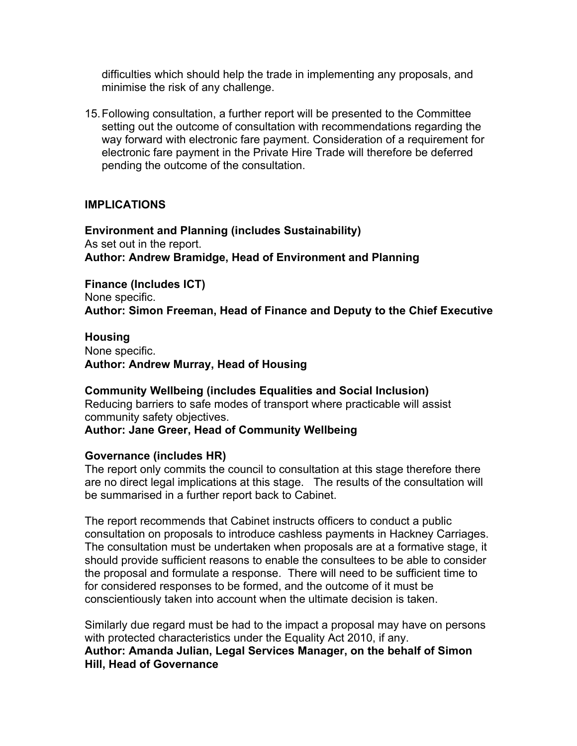difficulties which should help the trade in implementing any proposals, and minimise the risk of any challenge.

15. Following consultation, a further report will be presented to the Committee setting out the outcome of consultation with recommendations regarding the way forward with electronic fare payment. Consideration of a requirement for electronic fare payment in the Private Hire Trade will therefore be deferred pending the outcome of the consultation.

## IMPLICATIONS

**Environment and Planning (includes Sustainability)**
As set out in the report.
**Author: Andrew Bramidge, Head of Environment and Planning**

**Finance (Includes ICT)**
None specific.
**Author: Simon Freeman, Head of Finance and Deputy to the Chief Executive**

**Housing**
None specific.
**Author: Andrew Murray, Head of Housing**

**Community Wellbeing (includes Equalities and Social Inclusion)**
Reducing barriers to safe modes of transport where practicable will assist community safety objectives.
**Author: Jane Greer, Head of Community Wellbeing**

**Governance (includes HR)**
The report only commits the council to consultation at this stage therefore there are no direct legal implications at this stage. The results of the consultation will be summarised in a further report back to Cabinet.

The report recommends that Cabinet instructs officers to conduct a public consultation on proposals to introduce cashless payments in Hackney Carriages. The consultation must be undertaken when proposals are at a formative stage, it should provide sufficient reasons to enable the consultees to be able to consider the proposal and formulate a response. There will need to be sufficient time to for considered responses to be formed, and the outcome of it must be conscientiously taken into account when the ultimate decision is taken.

Similarly due regard must be had to the impact a proposal may have on persons with protected characteristics under the Equality Act 2010, if any.
**Author: Amanda Julian, Legal Services Manager, on the behalf of Simon Hill, Head of Governance**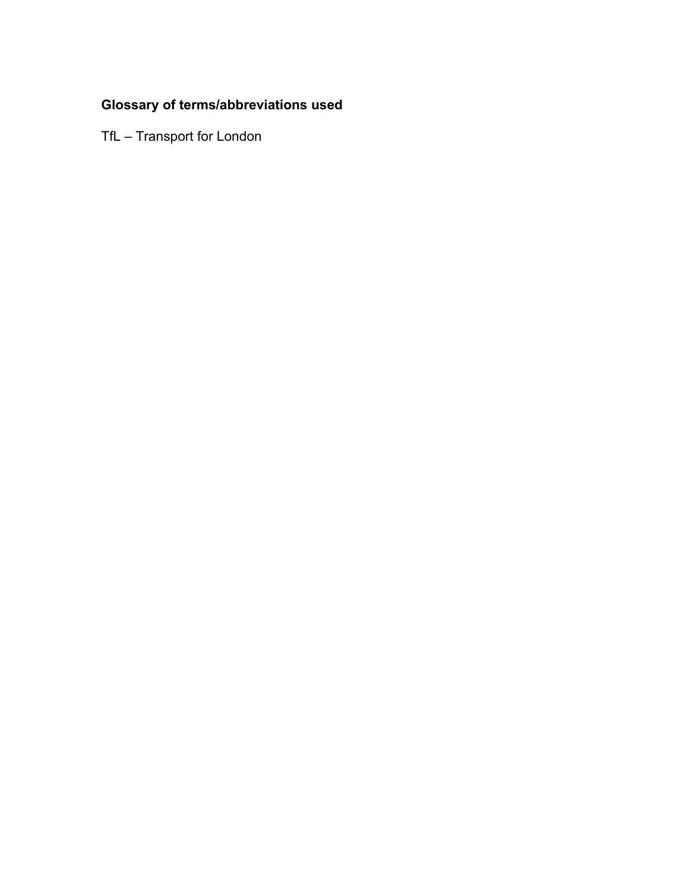**Glossary of terms/abbreviations used**

TfL – Transport for London